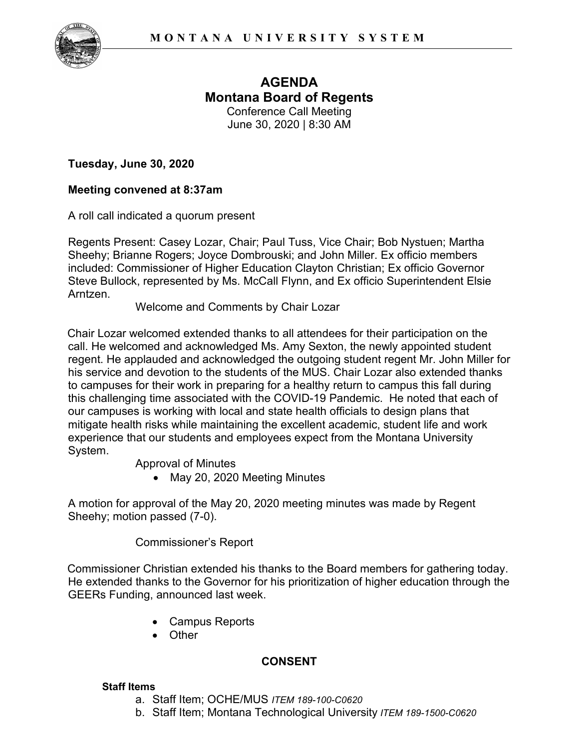MONTANA UNIVERSITY SYSTEM

# AGENDA
## Montana Board of Regents

Conference Call Meeting
June 30, 2020 | 8:30 AM

**Tuesday, June 30, 2020**

**Meeting convened at 8:37am**

A roll call indicated a quorum present

Regents Present: Casey Lozar, Chair; Paul Tuss, Vice Chair; Bob Nystuen; Martha Sheehy; Brianne Rogers; Joyce Dombrouski; and John Miller. Ex officio members included: Commissioner of Higher Education Clayton Christian; Ex officio Governor Steve Bullock, represented by Ms. McCall Flynn, and Ex officio Superintendent Elsie Arntzen.

Welcome and Comments by Chair Lozar

Chair Lozar welcomed extended thanks to all attendees for their participation on the call. He welcomed and acknowledged Ms. Amy Sexton, the newly appointed student regent. He applauded and acknowledged the outgoing student regent Mr. John Miller for his service and devotion to the students of the MUS. Chair Lozar also extended thanks to campuses for their work in preparing for a healthy return to campus this fall during this challenging time associated with the COVID-19 Pandemic. He noted that each of our campuses is working with local and state health officials to design plans that mitigate health risks while maintaining the excellent academic, student life and work experience that our students and employees expect from the Montana University System.

Approval of Minutes

- May 20, 2020 Meeting Minutes

A motion for approval of the May 20, 2020 meeting minutes was made by Regent Sheehy; motion passed (7-0).

Commissioner's Report

Commissioner Christian extended his thanks to the Board members for gathering today. He extended thanks to the Governor for his prioritization of higher education through the GEERs Funding, announced last week.

- Campus Reports
- Other

**CONSENT**

**Staff Items**

a. Staff Item; OCHE/MUS *ITEM 189-100-C0620*
b. Staff Item; Montana Technological University *ITEM 189-1500-C0620*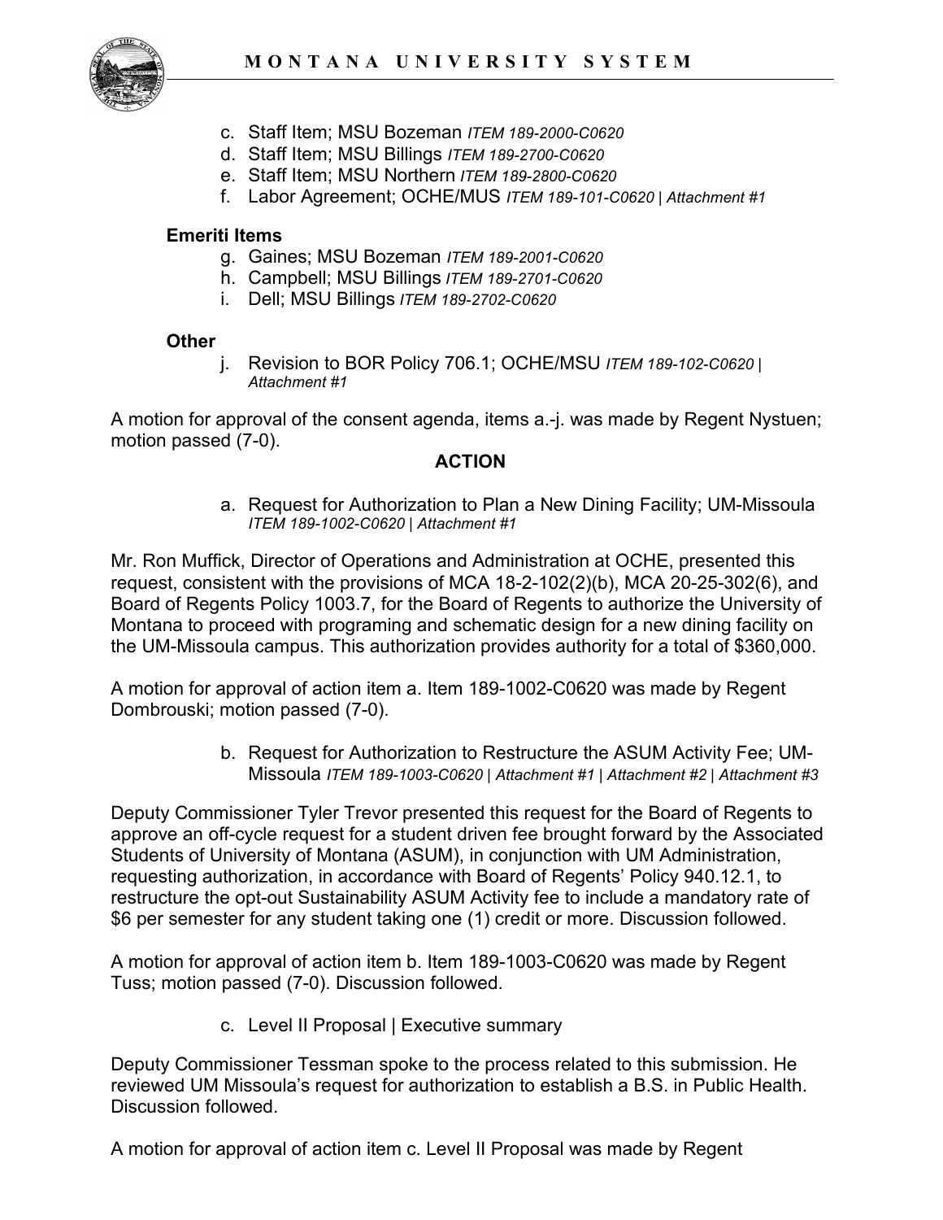c. Staff Item; MSU Bozeman *ITEM 189-2000-C0620*
d. Staff Item; MSU Billings *ITEM 189-2700-C0620*
e. Staff Item; MSU Northern *ITEM 189-2800-C0620*
f. Labor Agreement; OCHE/MUS *ITEM 189-101-C0620 | Attachment #1*

**Emeriti Items**

g. Gaines; MSU Bozeman *ITEM 189-2001-C0620*
h. Campbell; MSU Billings *ITEM 189-2701-C0620*
i. Dell; MSU Billings *ITEM 189-2702-C0620*

**Other**

j. Revision to BOR Policy 706.1; OCHE/MSU *ITEM 189-102-C0620 | Attachment #1*

A motion for approval of the consent agenda, items a.-j. was made by Regent Nystuen; motion passed (7-0).

**ACTION**

a. Request for Authorization to Plan a New Dining Facility; UM-Missoula *ITEM 189-1002-C0620 | Attachment #1*

Mr. Ron Muffick, Director of Operations and Administration at OCHE, presented this request, consistent with the provisions of MCA 18-2-102(2)(b), MCA 20-25-302(6), and Board of Regents Policy 1003.7, for the Board of Regents to authorize the University of Montana to proceed with programing and schematic design for a new dining facility on the UM-Missoula campus. This authorization provides authority for a total of $360,000.

A motion for approval of action item a. Item 189-1002-C0620 was made by Regent Dombrouski; motion passed (7-0).

b. Request for Authorization to Restructure the ASUM Activity Fee; UM-Missoula *ITEM 189-1003-C0620 | Attachment #1 | Attachment #2 | Attachment #3*

Deputy Commissioner Tyler Trevor presented this request for the Board of Regents to approve an off-cycle request for a student driven fee brought forward by the Associated Students of University of Montana (ASUM), in conjunction with UM Administration, requesting authorization, in accordance with Board of Regents' Policy 940.12.1, to restructure the opt-out Sustainability ASUM Activity fee to include a mandatory rate of $6 per semester for any student taking one (1) credit or more. Discussion followed.

A motion for approval of action item b. Item 189-1003-C0620 was made by Regent Tuss; motion passed (7-0). Discussion followed.

c. Level II Proposal | Executive summary

Deputy Commissioner Tessman spoke to the process related to this submission. He reviewed UM Missoula's request for authorization to establish a B.S. in Public Health. Discussion followed.

A motion for approval of action item c. Level II Proposal was made by Regent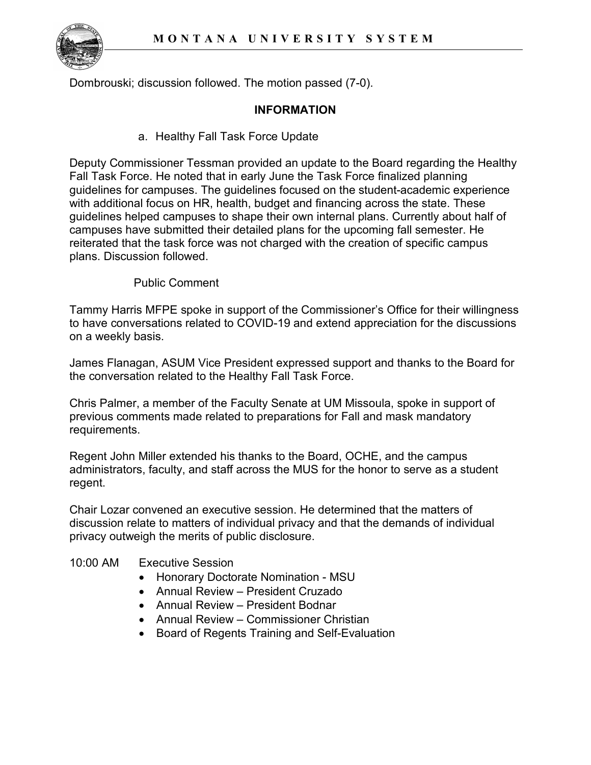Dombrouski; discussion followed. The motion passed (7-0).

## INFORMATION

a. Healthy Fall Task Force Update

Deputy Commissioner Tessman provided an update to the Board regarding the Healthy Fall Task Force. He noted that in early June the Task Force finalized planning guidelines for campuses. The guidelines focused on the student-academic experience with additional focus on HR, health, budget and financing across the state. These guidelines helped campuses to shape their own internal plans. Currently about half of campuses have submitted their detailed plans for the upcoming fall semester. He reiterated that the task force was not charged with the creation of specific campus plans. Discussion followed.

Public Comment

Tammy Harris MFPE spoke in support of the Commissioner's Office for their willingness to have conversations related to COVID-19 and extend appreciation for the discussions on a weekly basis.

James Flanagan, ASUM Vice President expressed support and thanks to the Board for the conversation related to the Healthy Fall Task Force.

Chris Palmer, a member of the Faculty Senate at UM Missoula, spoke in support of previous comments made related to preparations for Fall and mask mandatory requirements.

Regent John Miller extended his thanks to the Board, OCHE, and the campus administrators, faculty, and staff across the MUS for the honor to serve as a student regent.

Chair Lozar convened an executive session. He determined that the matters of discussion relate to matters of individual privacy and that the demands of individual privacy outweigh the merits of public disclosure.

10:00 AM Executive Session

- Honorary Doctorate Nomination - MSU
- Annual Review – President Cruzado
- Annual Review – President Bodnar
- Annual Review – Commissioner Christian
- Board of Regents Training and Self-Evaluation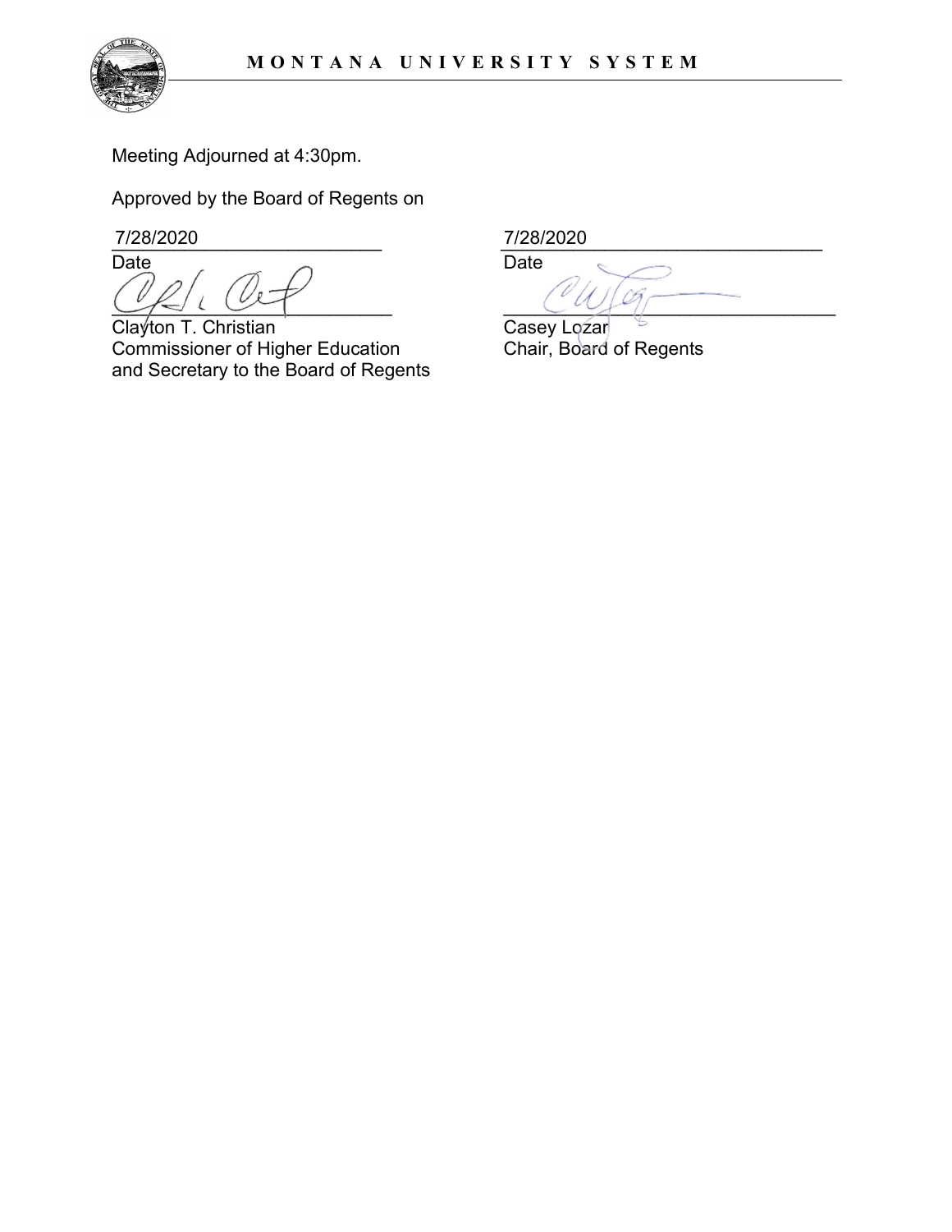Meeting Adjourned at 4:30pm.

Approved by the Board of Regents on

7/28/2020
Date

Clayton T. Christian
Commissioner of Higher Education
and Secretary to the Board of Regents

7/28/2020
Date

Casey Lozar
Chair, Board of Regents